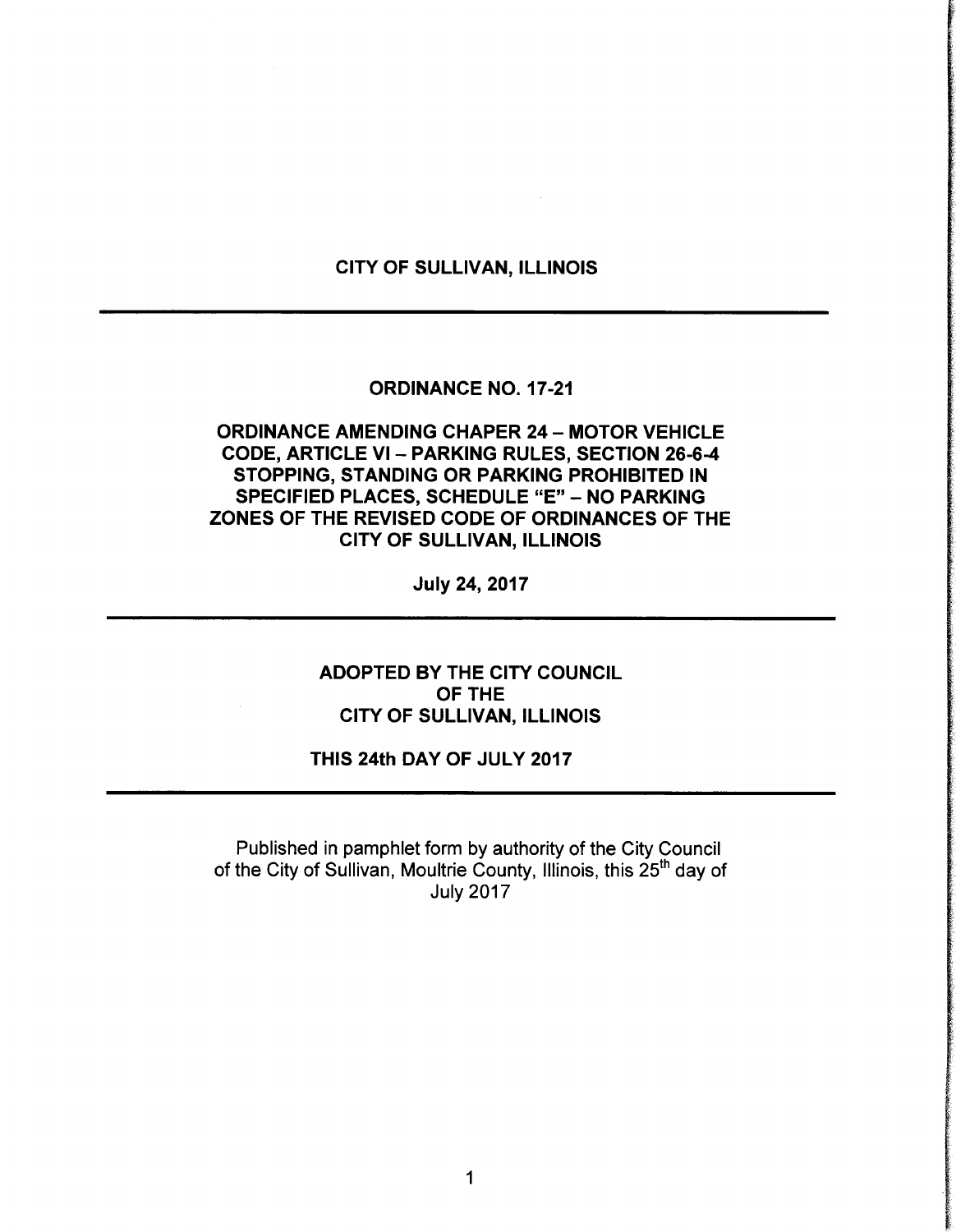# CITY OF SULLIVAN, ILLINOIS

---

## ORDINANCE NO. 17-21

## ORDINANCE AMENDING CHAPER 24 – MOTOR VEHICLE CODE, ARTICLE VI – PARKING RULES, SECTION 26-6-4 STOPPING, STANDING OR PARKING PROHIBITED IN SPECIFIED PLACES, SCHEDULE "E" – NO PARKING ZONES OF THE REVISED CODE OF ORDINANCES OF THE CITY OF SULLIVAN, ILLINOIS

**July 24, 2017**

---

**ADOPTED BY THE CITY COUNCIL OF THE CITY OF SULLIVAN, ILLINOIS**

**THIS 24th DAY OF JULY 2017**

---

Published in pamphlet form by authority of the City Council of the City of Sullivan, Moultrie County, Illinois, this 25th day of July 2017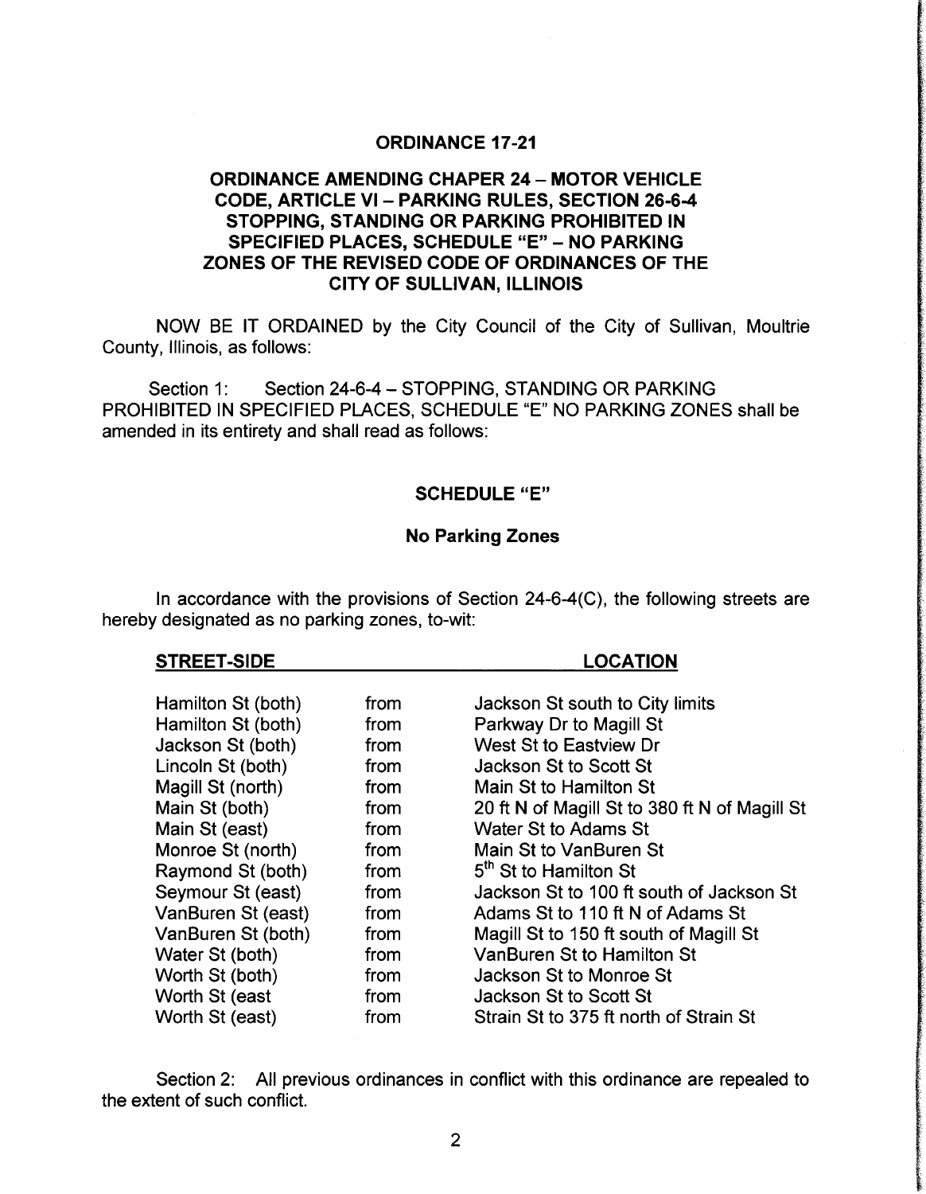## ORDINANCE 17-21

### ORDINANCE AMENDING CHAPER 24 – MOTOR VEHICLE CODE, ARTICLE VI – PARKING RULES, SECTION 26-6-4 STOPPING, STANDING OR PARKING PROHIBITED IN SPECIFIED PLACES, SCHEDULE "E" – NO PARKING ZONES OF THE REVISED CODE OF ORDINANCES OF THE CITY OF SULLIVAN, ILLINOIS

NOW BE IT ORDAINED by the City Council of the City of Sullivan, Moultrie County, Illinois, as follows:

Section 1: Section 24-6-4 – STOPPING, STANDING OR PARKING PROHIBITED IN SPECIFIED PLACES, SCHEDULE "E" NO PARKING ZONES shall be amended in its entirety and shall read as follows:

### SCHEDULE "E"

**No Parking Zones**

In accordance with the provisions of Section 24-6-4(C), the following streets are hereby designated as no parking zones, to-wit:

| STREET-SIDE | | LOCATION |
|---|---|---|
| Hamilton St (both) | from | Jackson St south to City limits |
| Hamilton St (both) | from | Parkway Dr to Magill St |
| Jackson St (both) | from | West St to Eastview Dr |
| Lincoln St (both) | from | Jackson St to Scott St |
| Magill St (north) | from | Main St to Hamilton St |
| Main St (both) | from | 20 ft N of Magill St to 380 ft N of Magill St |
| Main St (east) | from | Water St to Adams St |
| Monroe St (north) | from | Main St to VanBuren St |
| Raymond St (both) | from | 5th St to Hamilton St |
| Seymour St (east) | from | Jackson St to 100 ft south of Jackson St |
| VanBuren St (east) | from | Adams St to 110 ft N of Adams St |
| VanBuren St (both) | from | Magill St to 150 ft south of Magill St |
| Water St (both) | from | VanBuren St to Hamilton St |
| Worth St (both) | from | Jackson St to Monroe St |
| Worth St (east | from | Jackson St to Scott St |
| Worth St (east) | from | Strain St to 375 ft north of Strain St |

Section 2: All previous ordinances in conflict with this ordinance are repealed to the extent of such conflict.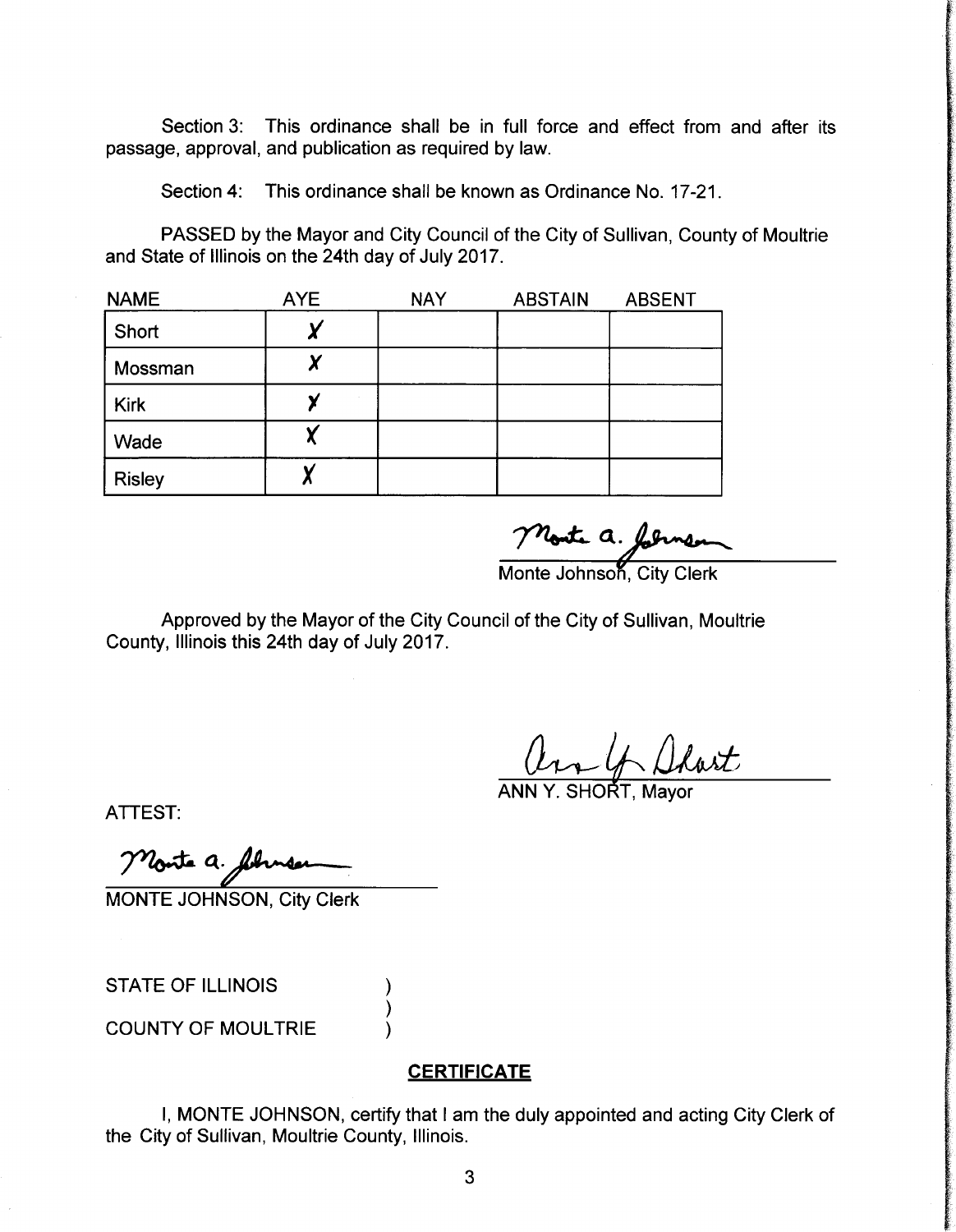Section 3: This ordinance shall be in full force and effect from and after its passage, approval, and publication as required by law.

Section 4: This ordinance shall be known as Ordinance No. 17-21.

PASSED by the Mayor and City Council of the City of Sullivan, County of Moultrie and State of Illinois on the 24th day of July 2017.

| NAME | AYE | NAY | ABSTAIN | ABSENT |
|---|---|---|---|---|
| Short | X | | | |
| Mossman | X | | | |
| Kirk | X | | | |
| Wade | X | | | |
| Risley | X | | | |

Monte A. Johnson
Monte Johnson, City Clerk

Approved by the Mayor of the City Council of the City of Sullivan, Moultrie County, Illinois this 24th day of July 2017.

Ann Y. Short
ANN Y. SHORT, Mayor

ATTEST:

Monte A. Johnson
MONTE JOHNSON, City Clerk

STATE OF ILLINOIS )
)
COUNTY OF MOULTRIE )

**CERTIFICATE**

I, MONTE JOHNSON, certify that I am the duly appointed and acting City Clerk of the City of Sullivan, Moultrie County, Illinois.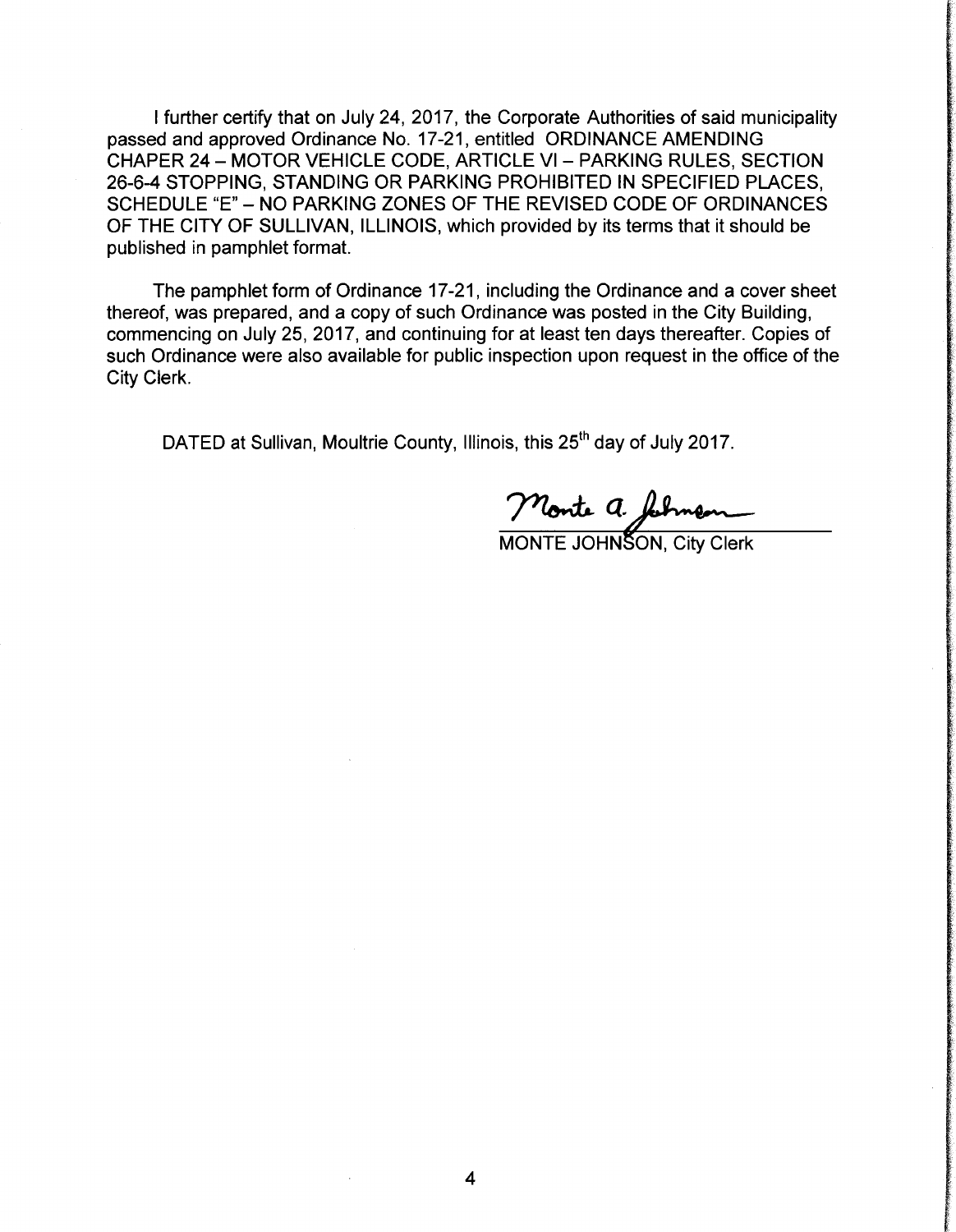I further certify that on July 24, 2017, the Corporate Authorities of said municipality passed and approved Ordinance No. 17-21, entitled ORDINANCE AMENDING CHAPER 24 – MOTOR VEHICLE CODE, ARTICLE VI – PARKING RULES, SECTION 26-6-4 STOPPING, STANDING OR PARKING PROHIBITED IN SPECIFIED PLACES, SCHEDULE "E" – NO PARKING ZONES OF THE REVISED CODE OF ORDINANCES OF THE CITY OF SULLIVAN, ILLINOIS, which provided by its terms that it should be published in pamphlet format.

The pamphlet form of Ordinance 17-21, including the Ordinance and a cover sheet thereof, was prepared, and a copy of such Ordinance was posted in the City Building, commencing on July 25, 2017, and continuing for at least ten days thereafter. Copies of such Ordinance were also available for public inspection upon request in the office of the City Clerk.

DATED at Sullivan, Moultrie County, Illinois, this 25th day of July 2017.

Monte A. Johnson

MONTE JOHNSON, City Clerk